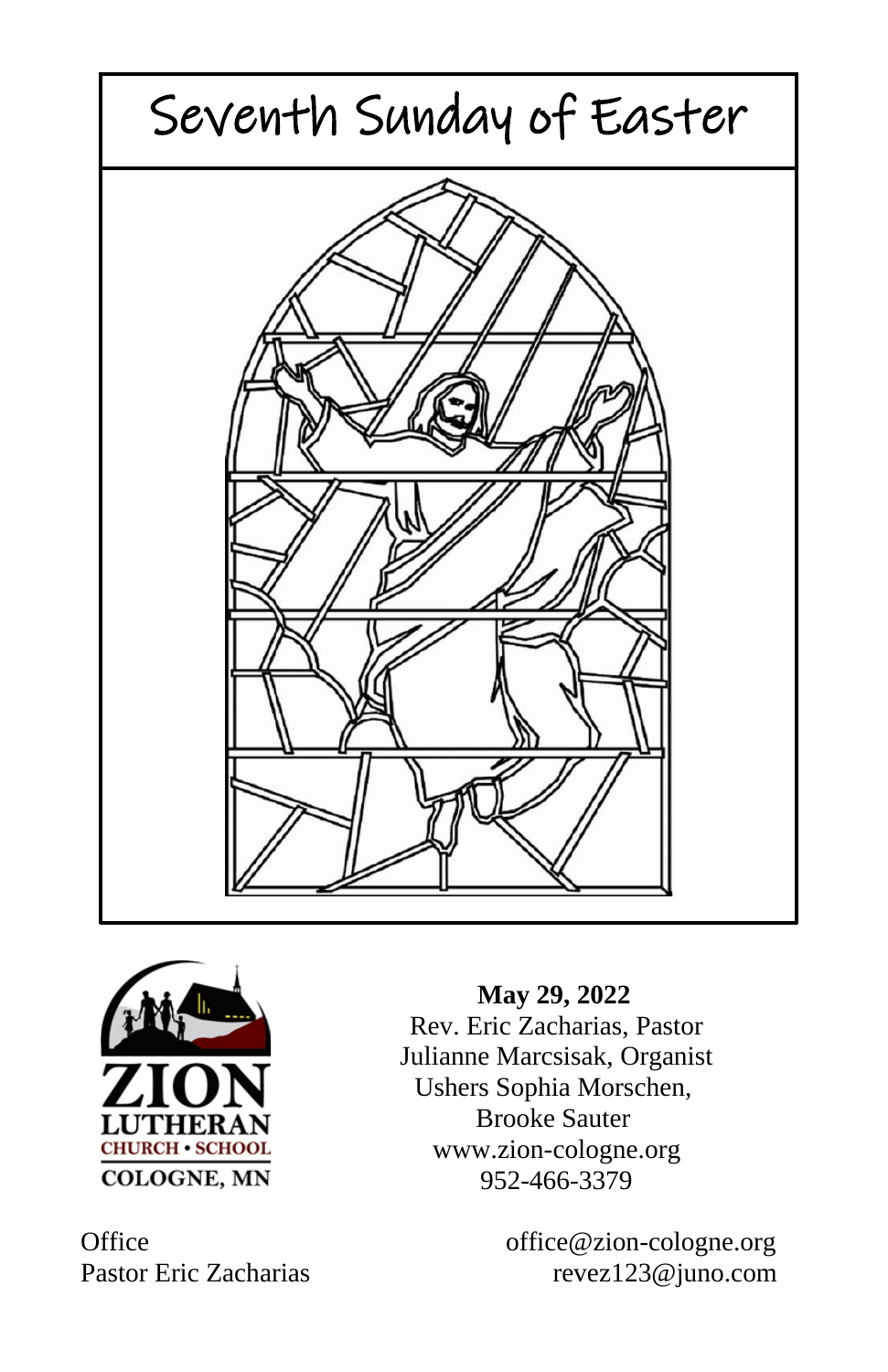# Seventh Sunday of Easter

ZION LUTHERAN CHURCH • SCHOOL COLOGNE, MN

**May 29, 2022**
Rev. Eric Zacharias, Pastor
Julianne Marcsisak, Organist
Ushers Sophia Morschen, Brooke Sauter
www.zion-cologne.org
952-466-3379

Office office@zion-cologne.org
Pastor Eric Zacharias revez123@juno.com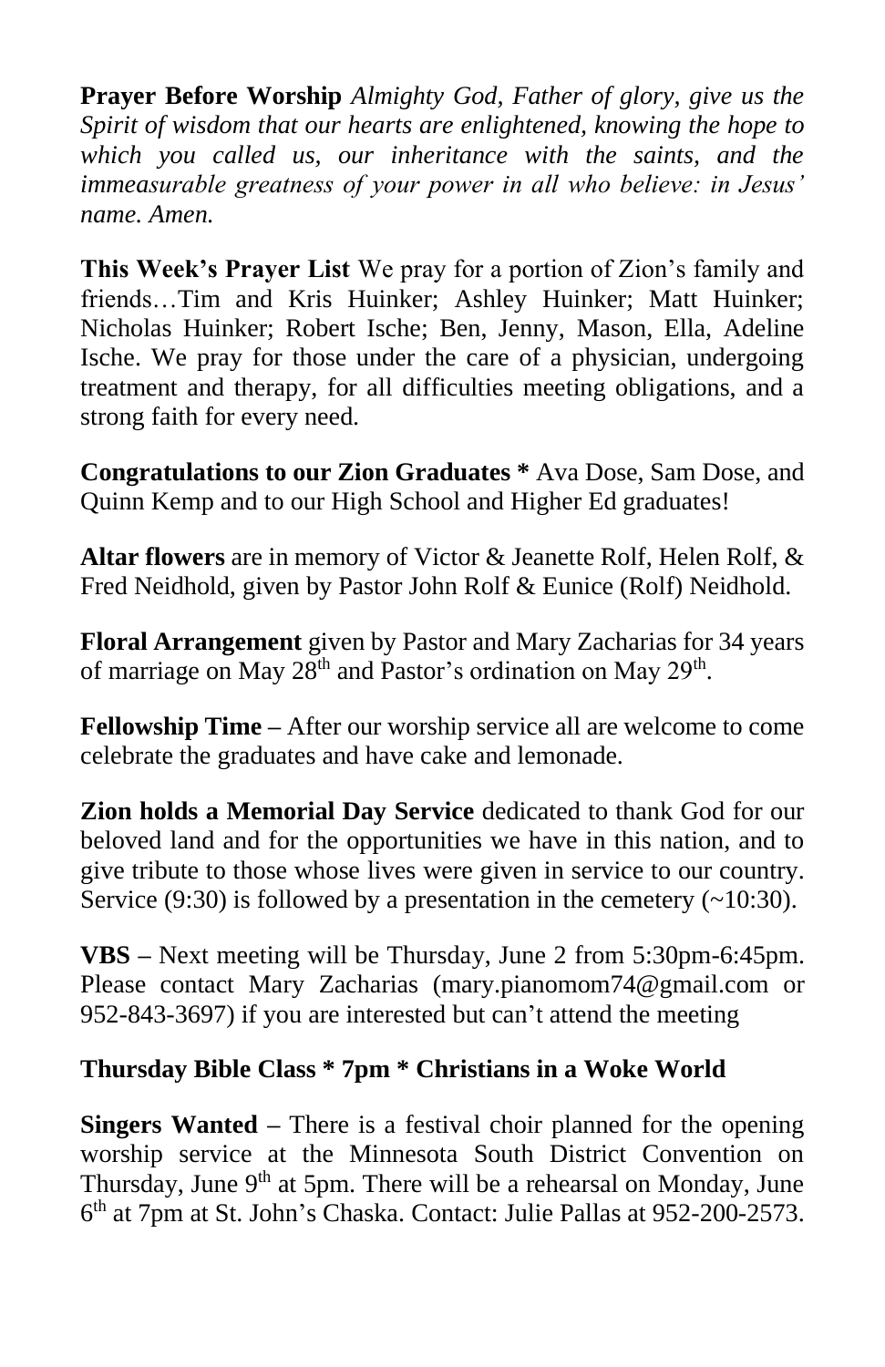**Prayer Before Worship** *Almighty God, Father of glory, give us the Spirit of wisdom that our hearts are enlightened, knowing the hope to which you called us, our inheritance with the saints, and the immeasurable greatness of your power in all who believe: in Jesus' name. Amen.*

**This Week's Prayer List** We pray for a portion of Zion's family and friends…Tim and Kris Huinker; Ashley Huinker; Matt Huinker; Nicholas Huinker; Robert Ische; Ben, Jenny, Mason, Ella, Adeline Ische. We pray for those under the care of a physician, undergoing treatment and therapy, for all difficulties meeting obligations, and a strong faith for every need.

**Congratulations to our Zion Graduates *** Ava Dose, Sam Dose, and Quinn Kemp and to our High School and Higher Ed graduates!

**Altar flowers** are in memory of Victor & Jeanette Rolf, Helen Rolf, & Fred Neidhold, given by Pastor John Rolf & Eunice (Rolf) Neidhold.

**Floral Arrangement** given by Pastor and Mary Zacharias for 34 years of marriage on May 28th and Pastor's ordination on May 29th.

**Fellowship Time –** After our worship service all are welcome to come celebrate the graduates and have cake and lemonade.

**Zion holds a Memorial Day Service** dedicated to thank God for our beloved land and for the opportunities we have in this nation, and to give tribute to those whose lives were given in service to our country. Service (9:30) is followed by a presentation in the cemetery (~10:30).

**VBS –** Next meeting will be Thursday, June 2 from 5:30pm-6:45pm. Please contact Mary Zacharias (mary.pianomom74@gmail.com or 952-843-3697) if you are interested but can't attend the meeting

**Thursday Bible Class * 7pm * Christians in a Woke World**

**Singers Wanted –** There is a festival choir planned for the opening worship service at the Minnesota South District Convention on Thursday, June 9th at 5pm. There will be a rehearsal on Monday, June 6th at 7pm at St. John's Chaska. Contact: Julie Pallas at 952-200-2573.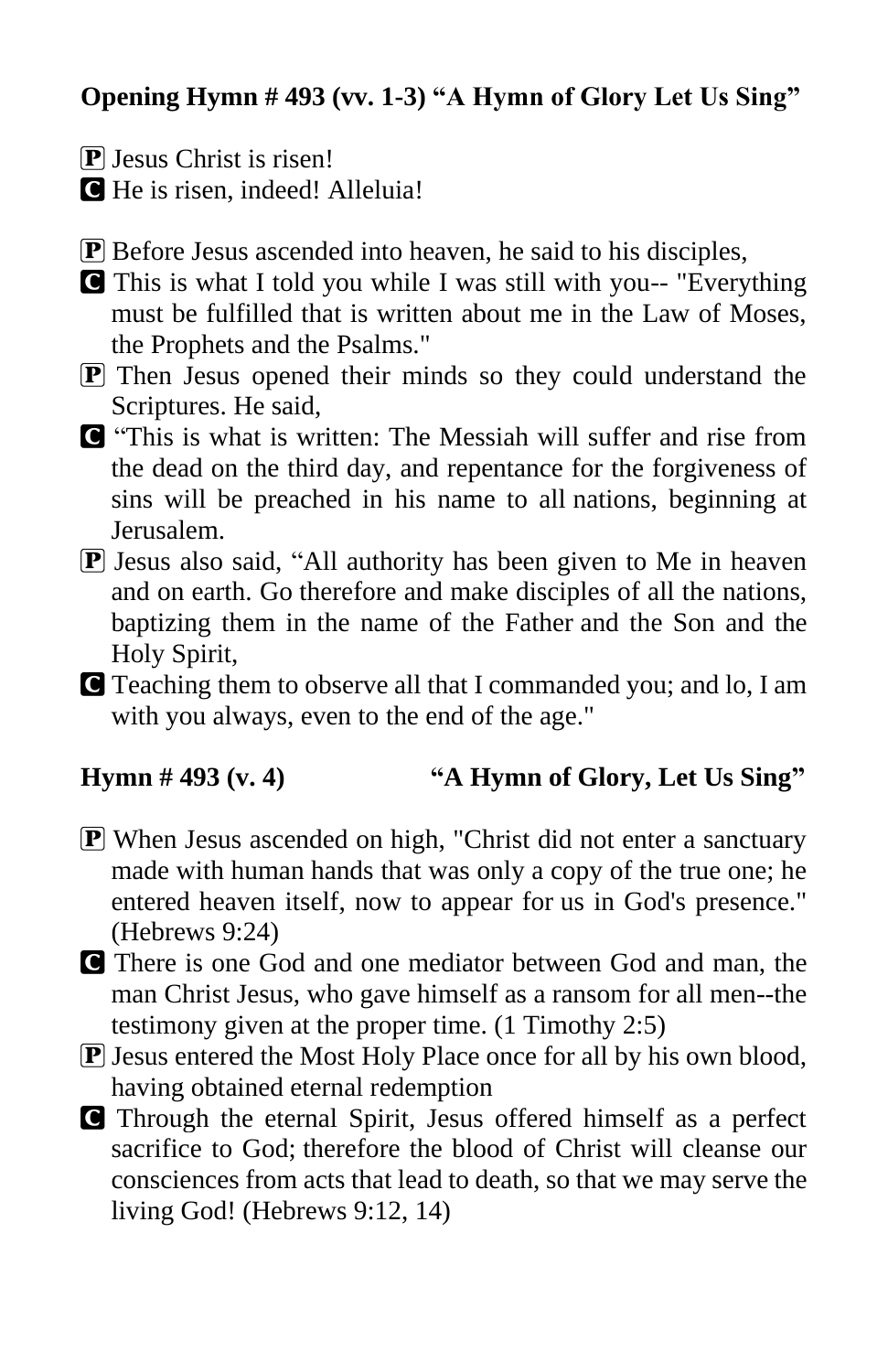**Opening Hymn # 493 (vv. 1-3) “A Hymn of Glory Let Us Sing”**

**P** Jesus Christ is risen!
**C** He is risen, indeed! Alleluia!

**P** Before Jesus ascended into heaven, he said to his disciples,
**C** This is what I told you while I was still with you-- "Everything must be fulfilled that is written about me in the Law of Moses, the Prophets and the Psalms."
**P** Then Jesus opened their minds so they could understand the Scriptures. He said,
**C** “This is what is written: The Messiah will suffer and rise from the dead on the third day, and repentance for the forgiveness of sins will be preached in his name to all nations, beginning at Jerusalem.
**P** Jesus also said, “All authority has been given to Me in heaven and on earth. Go therefore and make disciples of all the nations, baptizing them in the name of the Father and the Son and the Holy Spirit,
**C** Teaching them to observe all that I commanded you; and lo, I am with you always, even to the end of the age."

**Hymn # 493 (v. 4) “A Hymn of Glory, Let Us Sing”**

**P** When Jesus ascended on high, "Christ did not enter a sanctuary made with human hands that was only a copy of the true one; he entered heaven itself, now to appear for us in God's presence." (Hebrews 9:24)
**C** There is one God and one mediator between God and man, the man Christ Jesus, who gave himself as a ransom for all men--the testimony given at the proper time. (1 Timothy 2:5)
**P** Jesus entered the Most Holy Place once for all by his own blood, having obtained eternal redemption
**C** Through the eternal Spirit, Jesus offered himself as a perfect sacrifice to God; therefore the blood of Christ will cleanse our consciences from acts that lead to death, so that we may serve the living God! (Hebrews 9:12, 14)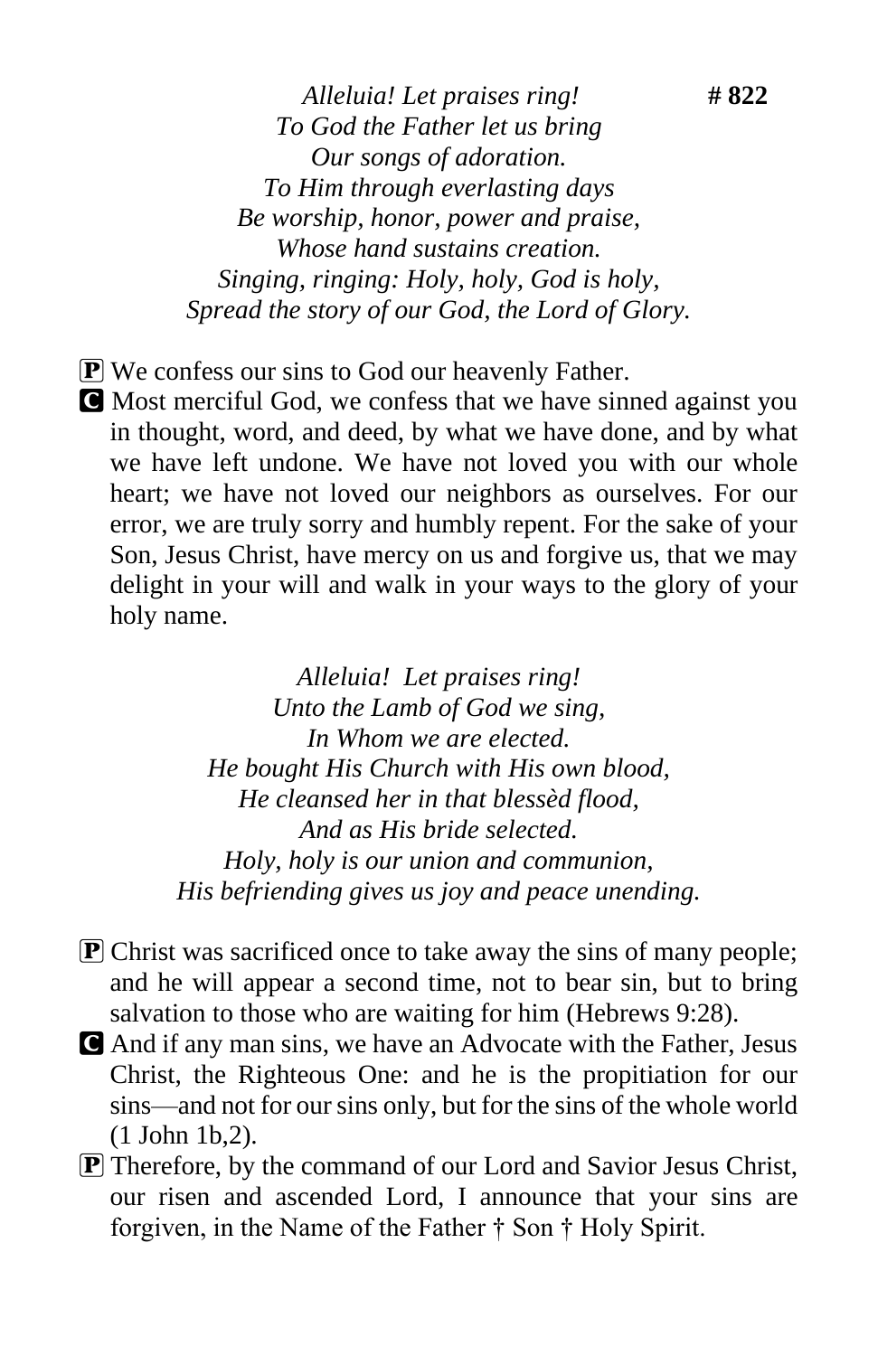*Alleluia! Let praises ring!* **# 822**
*To God the Father let us bring*
*Our songs of adoration.*
*To Him through everlasting days*
*Be worship, honor, power and praise,*
*Whose hand sustains creation.*
*Singing, ringing: Holy, holy, God is holy,*
*Spread the story of our God, the Lord of Glory.*

**P** We confess our sins to God our heavenly Father.

**C** Most merciful God, we confess that we have sinned against you in thought, word, and deed, by what we have done, and by what we have left undone. We have not loved you with our whole heart; we have not loved our neighbors as ourselves. For our error, we are truly sorry and humbly repent. For the sake of your Son, Jesus Christ, have mercy on us and forgive us, that we may delight in your will and walk in your ways to the glory of your holy name.

*Alleluia! Let praises ring!*
*Unto the Lamb of God we sing,*
*In Whom we are elected.*
*He bought His Church with His own blood,*
*He cleansed her in that blessèd flood,*
*And as His bride selected.*
*Holy, holy is our union and communion,*
*His befriending gives us joy and peace unending.*

**P** Christ was sacrificed once to take away the sins of many people; and he will appear a second time, not to bear sin, but to bring salvation to those who are waiting for him (Hebrews 9:28).

**C** And if any man sins, we have an Advocate with the Father, Jesus Christ, the Righteous One: and he is the propitiation for our sins—and not for our sins only, but for the sins of the whole world (1 John 1b,2).

**P** Therefore, by the command of our Lord and Savior Jesus Christ, our risen and ascended Lord, I announce that your sins are forgiven, in the Name of the Father † Son † Holy Spirit.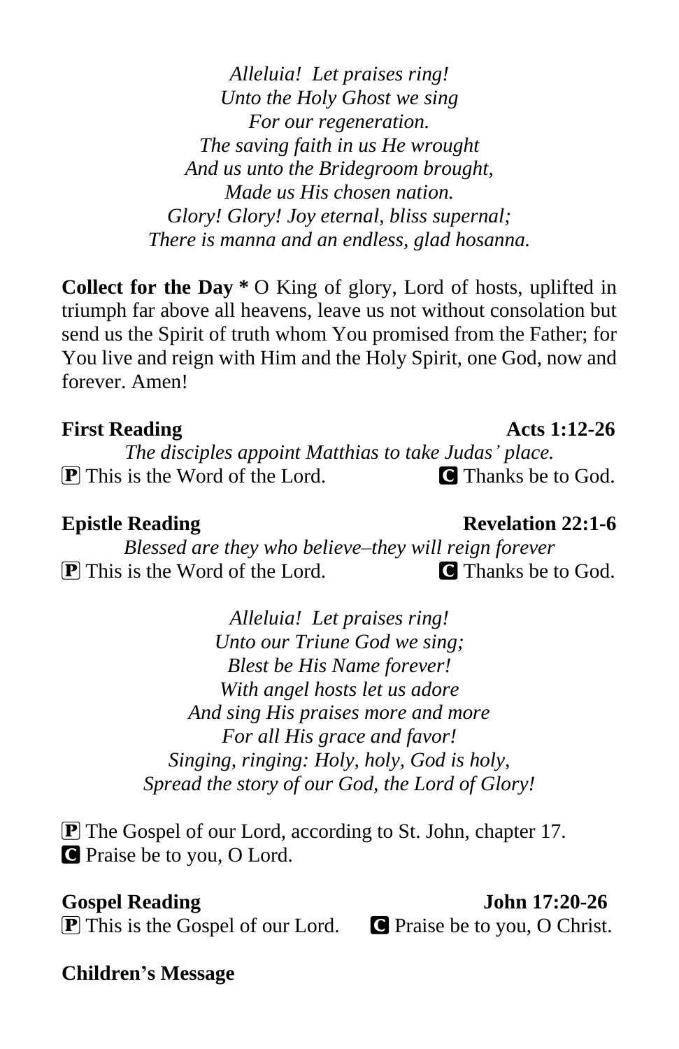*Alleluia! Let praises ring!*
*Unto the Holy Ghost we sing*
*For our regeneration.*
*The saving faith in us He wrought*
*And us unto the Bridegroom brought,*
*Made us His chosen nation.*
*Glory! Glory! Joy eternal, bliss supernal;*
*There is manna and an endless, glad hosanna.*

**Collect for the Day *** O King of glory, Lord of hosts, uplifted in triumph far above all heavens, leave us not without consolation but send us the Spirit of truth whom You promised from the Father; for You live and reign with Him and the Holy Spirit, one God, now and forever. Amen!

**First Reading** **Acts 1:12-26**

*The disciples appoint Matthias to take Judas' place.*

**P** This is the Word of the Lord. **C** Thanks be to God.

**Epistle Reading** **Revelation 22:1-6**

*Blessed are they who believe–they will reign forever*

**P** This is the Word of the Lord. **C** Thanks be to God.

*Alleluia! Let praises ring!*
*Unto our Triune God we sing;*
*Blest be His Name forever!*
*With angel hosts let us adore*
*And sing His praises more and more*
*For all His grace and favor!*
*Singing, ringing: Holy, holy, God is holy,*
*Spread the story of our God, the Lord of Glory!*

**P** The Gospel of our Lord, according to St. John, chapter 17.
**C** Praise be to you, O Lord.

**Gospel Reading** **John 17:20-26**

**P** This is the Gospel of our Lord. **C** Praise be to you, O Christ.

**Children's Message**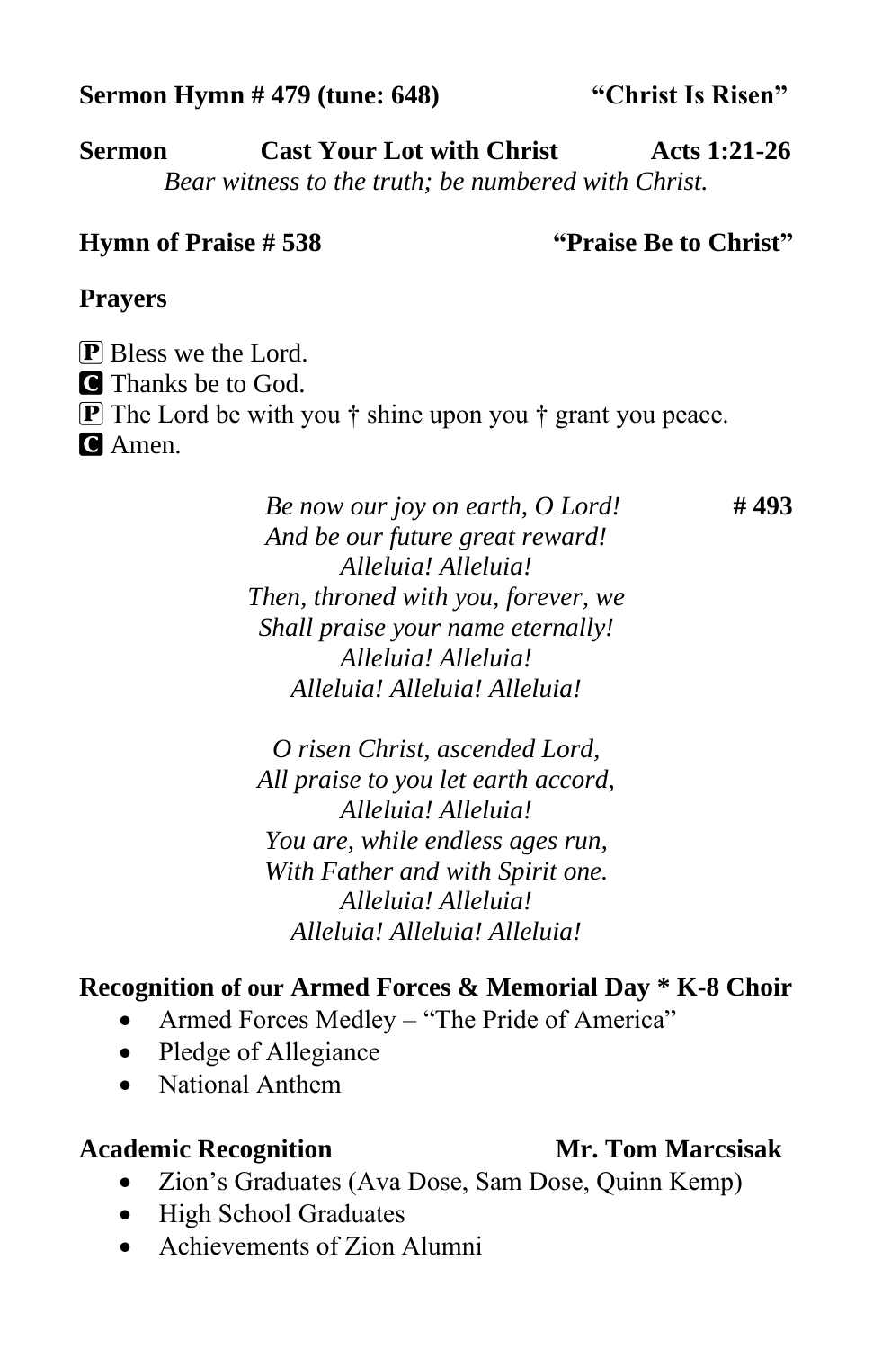**Sermon Hymn # 479 (tune: 648)** **"Christ Is Risen"**

**Sermon** **Cast Your Lot with Christ** **Acts 1:21-26**
*Bear witness to the truth; be numbered with Christ.*

**Hymn of Praise # 538** **"Praise Be to Christ"**

**Prayers**

🄿 Bless we the Lord.
🅲 Thanks be to God.
🄿 The Lord be with you † shine upon you † grant you peace.
🅲 Amen.

*Be now our joy on earth, O Lord!* **# 493**
*And be our future great reward!*
*Alleluia! Alleluia!*
*Then, throned with you, forever, we*
*Shall praise your name eternally!*
*Alleluia! Alleluia!*
*Alleluia! Alleluia! Alleluia!*

*O risen Christ, ascended Lord,*
*All praise to you let earth accord,*
*Alleluia! Alleluia!*
*You are, while endless ages run,*
*With Father and with Spirit one.*
*Alleluia! Alleluia!*
*Alleluia! Alleluia! Alleluia!*

**Recognition of our Armed Forces & Memorial Day * K-8 Choir**

- Armed Forces Medley – "The Pride of America"
- Pledge of Allegiance
- National Anthem

**Academic Recognition** **Mr. Tom Marcsisak**

- Zion's Graduates (Ava Dose, Sam Dose, Quinn Kemp)
- High School Graduates
- Achievements of Zion Alumni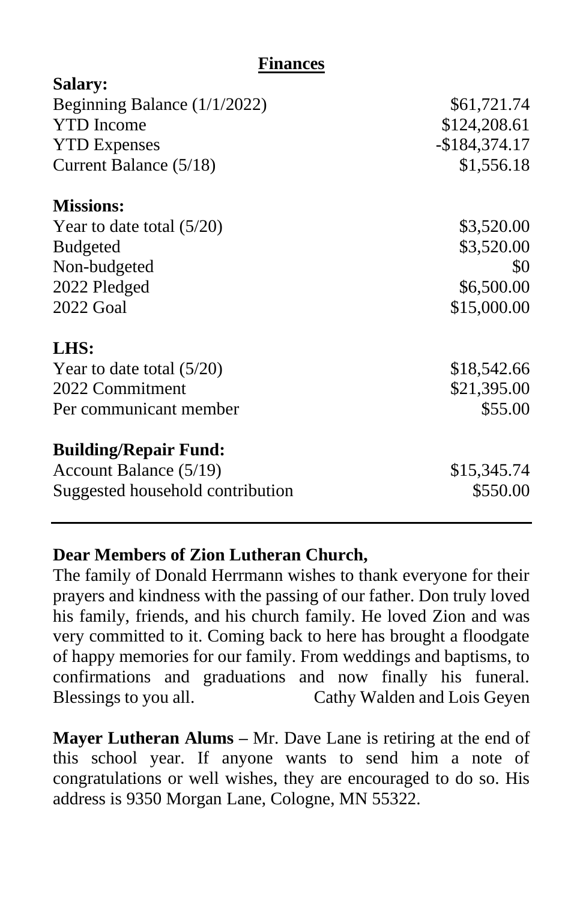## Finances

**Salary:**

| | |
|---|---|
| Beginning Balance (1/1/2022) | $61,721.74 |
| YTD Income | $124,208.61 |
| YTD Expenses | -$184,374.17 |
| Current Balance (5/18) | $1,556.18 |

**Missions:**

| | |
|---|---|
| Year to date total (5/20) | $3,520.00 |
| Budgeted | $3,520.00 |
| Non-budgeted | $0 |
| 2022 Pledged | $6,500.00 |
| 2022 Goal | $15,000.00 |

**LHS:**

| | |
|---|---|
| Year to date total (5/20) | $18,542.66 |
| 2022 Commitment | $21,395.00 |
| Per communicant member | $55.00 |

**Building/Repair Fund:**

| | |
|---|---|
| Account Balance (5/19) | $15,345.74 |
| Suggested household contribution | $550.00 |

---

**Dear Members of Zion Lutheran Church,**
The family of Donald Herrmann wishes to thank everyone for their prayers and kindness with the passing of our father. Don truly loved his family, friends, and his church family. He loved Zion and was very committed to it. Coming back to here has brought a floodgate of happy memories for our family. From weddings and baptisms, to confirmations and graduations and now finally his funeral. Blessings to you all. Cathy Walden and Lois Geyen

**Mayer Lutheran Alums –** Mr. Dave Lane is retiring at the end of this school year. If anyone wants to send him a note of congratulations or well wishes, they are encouraged to do so. His address is 9350 Morgan Lane, Cologne, MN 55322.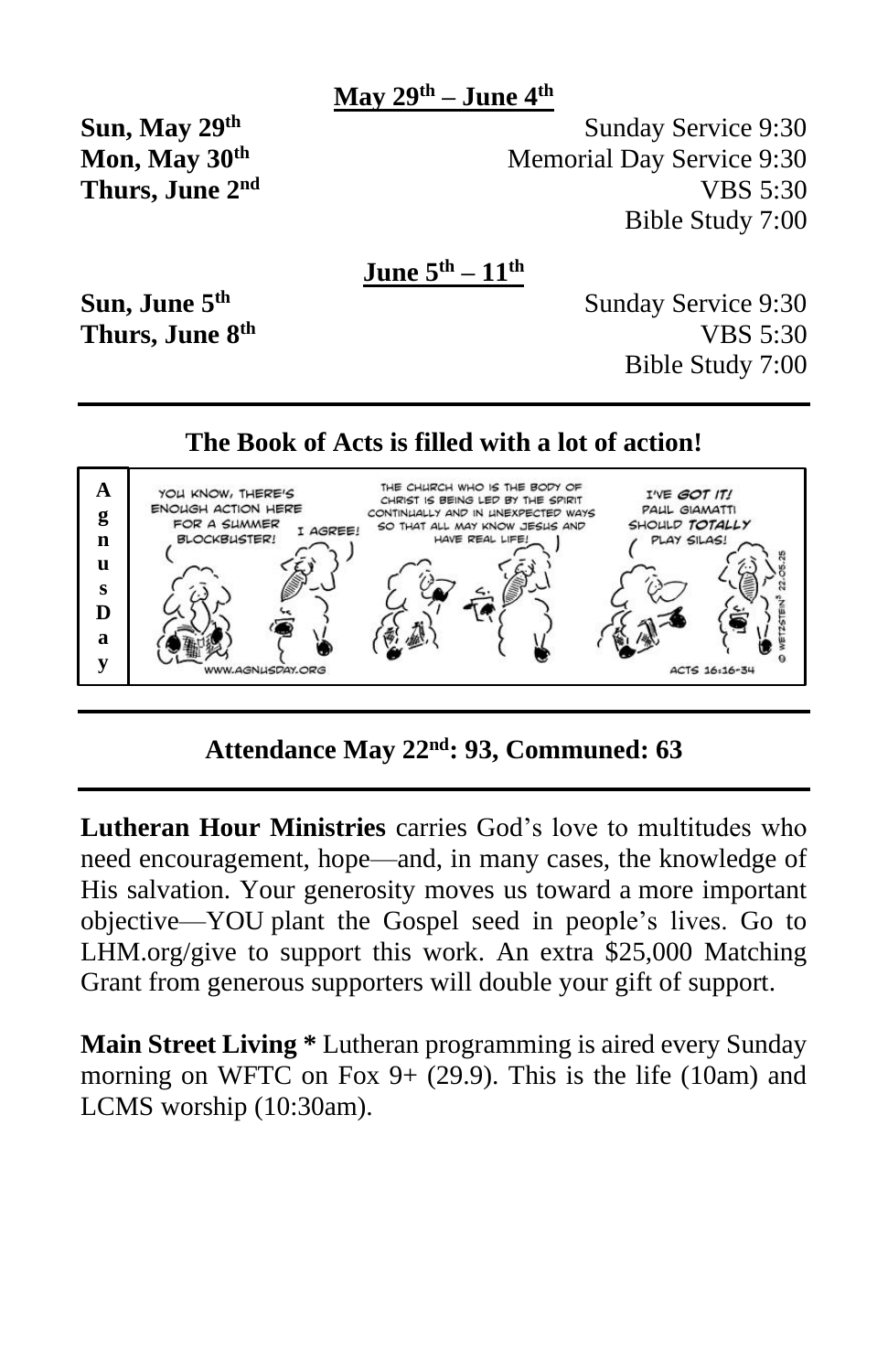## May 29th – June 4th

**Sun, May 29th** Sunday Service 9:30
**Mon, May 30th** Memorial Day Service 9:30
**Thurs, June 2nd** VBS 5:30
Bible Study 7:00

## June 5th – 11th

**Sun, June 5th** Sunday Service 9:30
**Thurs, June 8th** VBS 5:30
Bible Study 7:00

---

**The Book of Acts is filled with a lot of action!**

**Agnus Day**

---

**Attendance May 22nd: 93, Communed: 63**

---

**Lutheran Hour Ministries** carries God's love to multitudes who need encouragement, hope—and, in many cases, the knowledge of His salvation. Your generosity moves us toward a more important objective—YOU plant the Gospel seed in people's lives. Go to LHM.org/give to support this work. An extra $25,000 Matching Grant from generous supporters will double your gift of support.

**Main Street Living *** Lutheran programming is aired every Sunday morning on WFTC on Fox 9+ (29.9). This is the life (10am) and LCMS worship (10:30am).